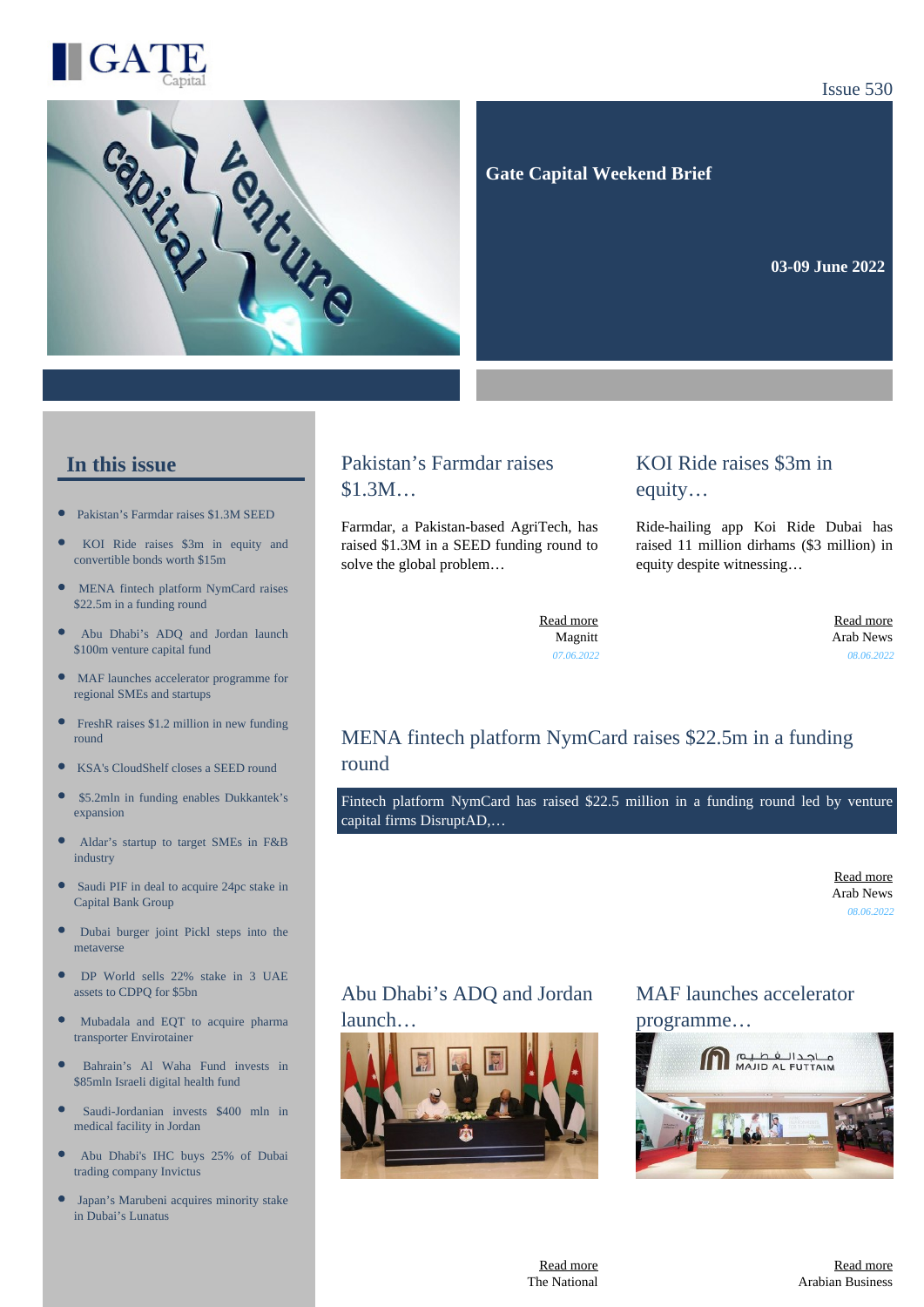# GATE Capital

Issue 530

**Gate Capital Weekend Brief**

**03-09 June 2022**

## In this issue

- Pakistan's Farmdar raises $1.3M SEED
- KOI Ride raises $3m in equity and convertible bonds worth $15m
- MENA fintech platform NymCard raises $22.5m in a funding round
- Abu Dhabi's ADQ and Jordan launch $100m venture capital fund
- MAF launches accelerator programme for regional SMEs and startups
- FreshR raises $1.2 million in new funding round
- KSA's CloudShelf closes a SEED round
- $5.2mln in funding enables Dukkantek's expansion
- Aldar's startup to target SMEs in F&B industry
- Saudi PIF in deal to acquire 24pc stake in Capital Bank Group
- Dubai burger joint Pickl steps into the metaverse
- DP World sells 22% stake in 3 UAE assets to CDPQ for $5bn
- Mubadala and EQT to acquire pharma transporter Envirotainer
- Bahrain's Al Waha Fund invests in $85mln Israeli digital health fund
- Saudi-Jordanian invests $400 mln in medical facility in Jordan
- Abu Dhabi's IHC buys 25% of Dubai trading company Invictus
- Japan's Marubeni acquires minority stake in Dubai's Lunatus

## Pakistan's Farmdar raises $1.3M…

Farmdar, a Pakistan-based AgriTech, has raised $1.3M in a SEED funding round to solve the global problem…

Read more
Magnitt
*07.06.2022*

## KOI Ride raises $3m in equity…

Ride-hailing app Koi Ride Dubai has raised 11 million dirhams ($3 million) in equity despite witnessing…

Read more
Arab News
*08.06.2022*

## MENA fintech platform NymCard raises $22.5m in a funding round

Fintech platform NymCard has raised $22.5 million in a funding round led by venture capital firms DisruptAD,…

Read more
Arab News
*08.06.2022*

## Abu Dhabi's ADQ and Jordan launch…

Read more
The National

## MAF launches accelerator programme…

Read more
Arabian Business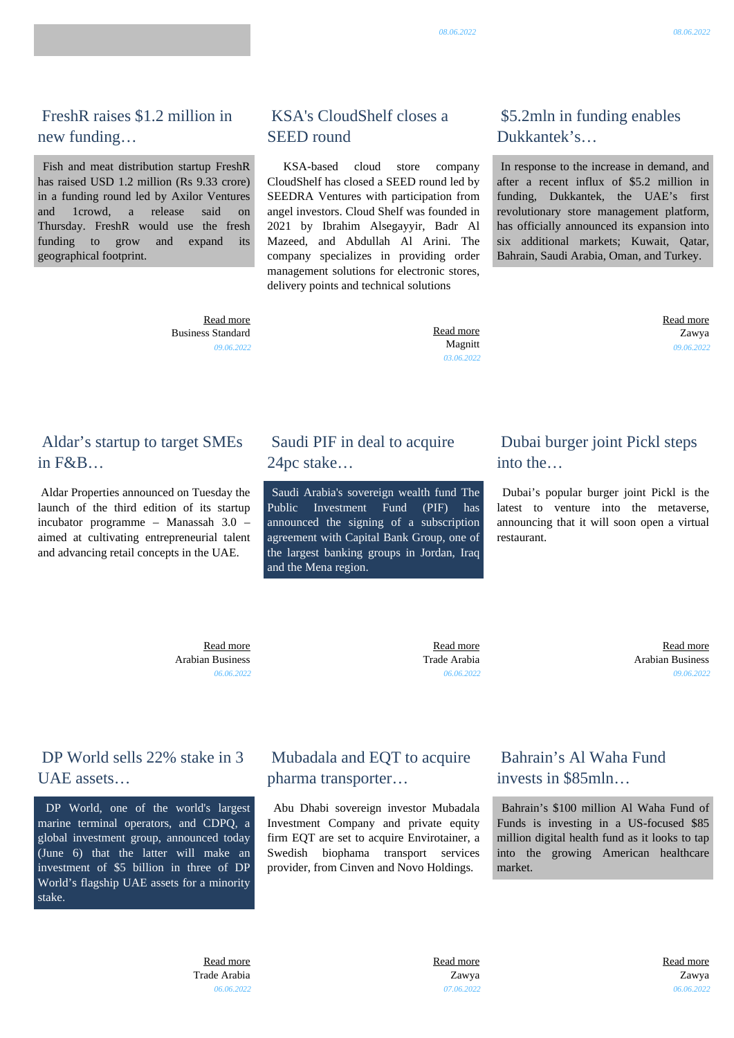08.06.2022

08.06.2022

## FreshR raises $1.2 million in new funding…

Fish and meat distribution startup FreshR has raised USD 1.2 million (Rs 9.33 crore) in a funding round led by Axilor Ventures and 1crowd, a release said on Thursday. FreshR would use the fresh funding to grow and expand its geographical footprint.

Read more
Business Standard
09.06.2022

## KSA's CloudShelf closes a SEED round

KSA-based cloud store company CloudShelf has closed a SEED round led by SEEDRA Ventures with participation from angel investors. Cloud Shelf was founded in 2021 by Ibrahim Alsegayyir, Badr Al Mazeed, and Abdullah Al Arini. The company specializes in providing order management solutions for electronic stores, delivery points and technical solutions

Read more
Magnitt
03.06.2022

## $5.2mln in funding enables Dukkantek's…

In response to the increase in demand, and after a recent influx of $5.2 million in funding, Dukkantek, the UAE's first revolutionary store management platform, has officially announced its expansion into six additional markets; Kuwait, Qatar, Bahrain, Saudi Arabia, Oman, and Turkey.

Read more
Zawya
09.06.2022

## Aldar's startup to target SMEs in F&B…

Aldar Properties announced on Tuesday the launch of the third edition of its startup incubator programme – Manassah 3.0 – aimed at cultivating entrepreneurial talent and advancing retail concepts in the UAE.

Read more
Arabian Business
06.06.2022

## Saudi PIF in deal to acquire 24pc stake…

Saudi Arabia's sovereign wealth fund The Public Investment Fund (PIF) has announced the signing of a subscription agreement with Capital Bank Group, one of the largest banking groups in Jordan, Iraq and the Mena region.

Read more
Trade Arabia
06.06.2022

## Dubai burger joint Pickl steps into the…

Dubai's popular burger joint Pickl is the latest to venture into the metaverse, announcing that it will soon open a virtual restaurant.

Read more
Arabian Business
09.06.2022

## DP World sells 22% stake in 3 UAE assets…

DP World, one of the world's largest marine terminal operators, and CDPQ, a global investment group, announced today (June 6) that the latter will make an investment of $5 billion in three of DP World's flagship UAE assets for a minority stake.

Read more
Trade Arabia
06.06.2022

## Mubadala and EQT to acquire pharma transporter…

Abu Dhabi sovereign investor Mubadala Investment Company and private equity firm EQT are set to acquire Envirotainer, a Swedish biophama transport services provider, from Cinven and Novo Holdings.

Read more
Zawya
07.06.2022

## Bahrain's Al Waha Fund invests in $85mln…

Bahrain's $100 million Al Waha Fund of Funds is investing in a US-focused $85 million digital health fund as it looks to tap into the growing American healthcare market.

Read more
Zawya
06.06.2022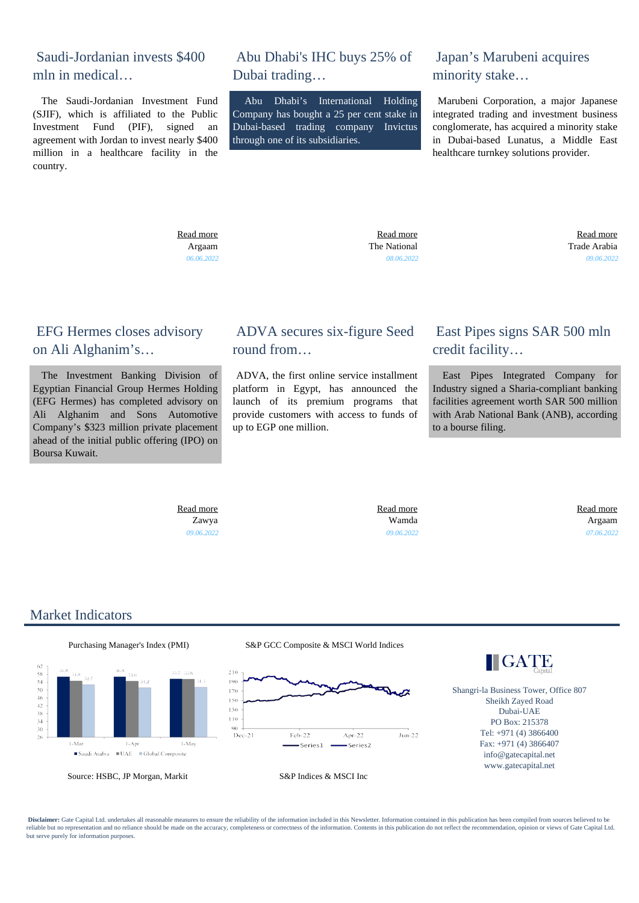## Saudi-Jordanian invests $400 mln in medical…

The Saudi-Jordanian Investment Fund (SJIF), which is affiliated to the Public Investment Fund (PIF), signed an agreement with Jordan to invest nearly $400 million in a healthcare facility in the country.

Read more
Argaam
*06.06.2022*

## Abu Dhabi's IHC buys 25% of Dubai trading…

Abu Dhabi's International Holding Company has bought a 25 per cent stake in Dubai-based trading company Invictus through one of its subsidiaries.

Read more
The National
*08.06.2022*

## Japan's Marubeni acquires minority stake…

Marubeni Corporation, a major Japanese integrated trading and investment business conglomerate, has acquired a minority stake in Dubai-based Lunatus, a Middle East healthcare turnkey solutions provider.

Read more
Trade Arabia
*09.06.2022*

## EFG Hermes closes advisory on Ali Alghanim's…

The Investment Banking Division of Egyptian Financial Group Hermes Holding (EFG Hermes) has completed advisory on Ali Alghanim and Sons Automotive Company's $323 million private placement ahead of the initial public offering (IPO) on Boursa Kuwait.

Read more
Zawya
*09.06.2022*

## ADVA secures six-figure Seed round from…

ADVA, the first online service installment platform in Egypt, has announced the launch of its premium programs that provide customers with access to funds of up to EGP one million.

Read more
Wamda
*09.06.2022*

## East Pipes signs SAR 500 mln credit facility…

East Pipes Integrated Company for Industry signed a Sharia-compliant banking facilities agreement worth SAR 500 million with Arab National Bank (ANB), according to a bourse filing.

Read more
Argaam
*07.06.2022*

## Market Indicators

Purchasing Manager's Index (PMI)

62
58
54
50
46
42
38
34
30
26

56.8 54.9 52.7
56.8 54.6 51.2
55.7 55.6 51.3

1-Mar
1-Apr
1-May

Saudi Arabia
UAE
Global Composite

Source: HSBC, JP Morgan, Markit

S&P GCC Composite & MSCI World Indices

210
190
170
150
130
110
90

Dec-21
Feb-22
Apr-22
Jun-22

Series1
Series2

S&P Indices & MSCI Inc

GATE Capital

Shangri-la Business Tower, Office 807
Sheikh Zayed Road
Dubai-UAE
PO Box: 215378
Tel: +971 (4) 3866400
Fax: +971 (4) 3866407
info@gatecapital.net
www.gatecapital.net

**Disclaimer:** Gate Capital Ltd. undertakes all reasonable measures to ensure the reliability of the information included in this Newsletter. Information contained in this publication has been compiled from sources believed to be reliable but no representation and no reliance should be made on the accuracy, completeness or correctness of the information. Contents in this publication do not reflect the recommendation, opinion or views of Gate Capital Ltd. but serve purely for information purposes.